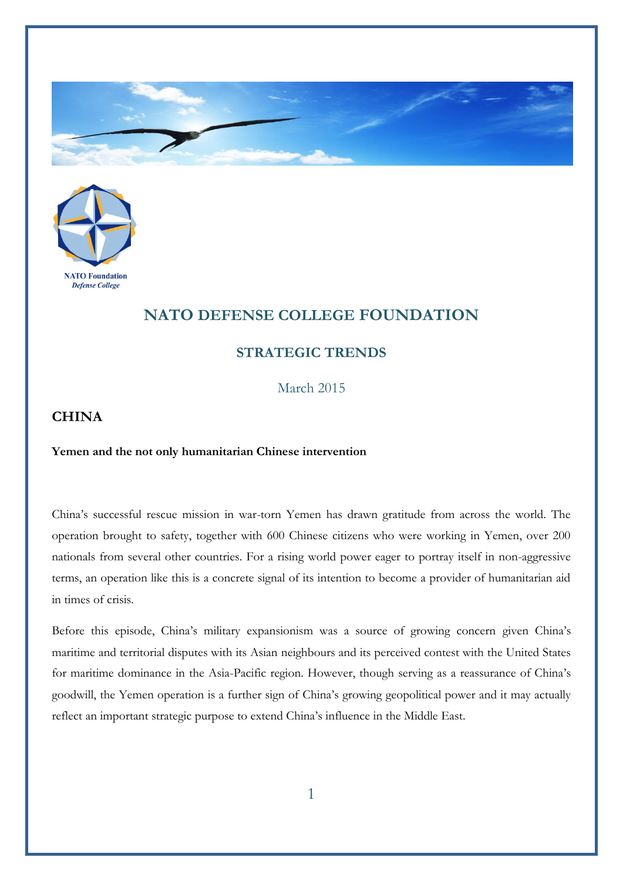# NATO DEFENSE COLLEGE FOUNDATION

## STRATEGIC TRENDS

March 2015

### CHINA

**Yemen and the not only humanitarian Chinese intervention**

China's successful rescue mission in war-torn Yemen has drawn gratitude from across the world. The operation brought to safety, together with 600 Chinese citizens who were working in Yemen, over 200 nationals from several other countries. For a rising world power eager to portray itself in non-aggressive terms, an operation like this is a concrete signal of its intention to become a provider of humanitarian aid in times of crisis.

Before this episode, China's military expansionism was a source of growing concern given China's maritime and territorial disputes with its Asian neighbours and its perceived contest with the United States for maritime dominance in the Asia-Pacific region. However, though serving as a reassurance of China's goodwill, the Yemen operation is a further sign of China's growing geopolitical power and it may actually reflect an important strategic purpose to extend China's influence in the Middle East.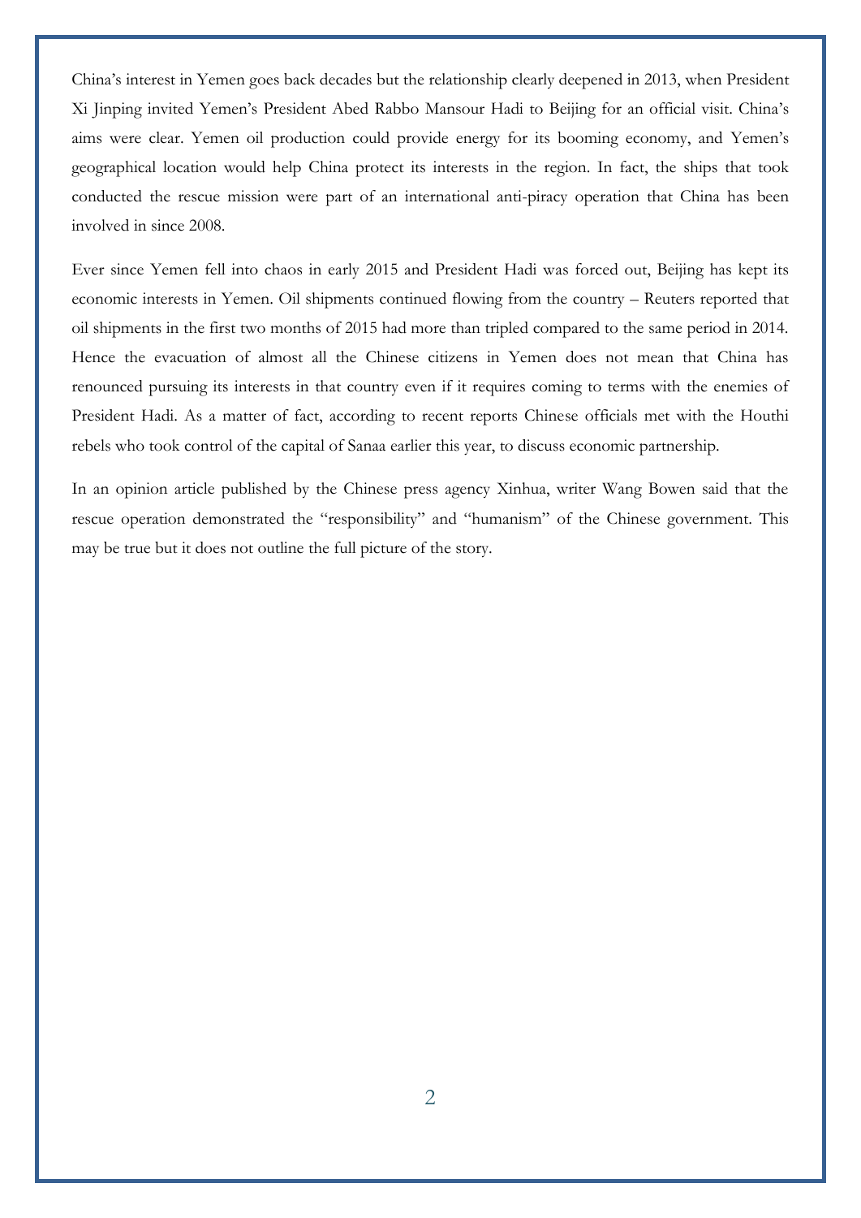China's interest in Yemen goes back decades but the relationship clearly deepened in 2013, when President Xi Jinping invited Yemen's President Abed Rabbo Mansour Hadi to Beijing for an official visit. China's aims were clear. Yemen oil production could provide energy for its booming economy, and Yemen's geographical location would help China protect its interests in the region. In fact, the ships that took conducted the rescue mission were part of an international anti-piracy operation that China has been involved in since 2008.

Ever since Yemen fell into chaos in early 2015 and President Hadi was forced out, Beijing has kept its economic interests in Yemen. Oil shipments continued flowing from the country – Reuters reported that oil shipments in the first two months of 2015 had more than tripled compared to the same period in 2014. Hence the evacuation of almost all the Chinese citizens in Yemen does not mean that China has renounced pursuing its interests in that country even if it requires coming to terms with the enemies of President Hadi. As a matter of fact, according to recent reports Chinese officials met with the Houthi rebels who took control of the capital of Sanaa earlier this year, to discuss economic partnership.

In an opinion article published by the Chinese press agency Xinhua, writer Wang Bowen said that the rescue operation demonstrated the "responsibility" and "humanism" of the Chinese government. This may be true but it does not outline the full picture of the story.